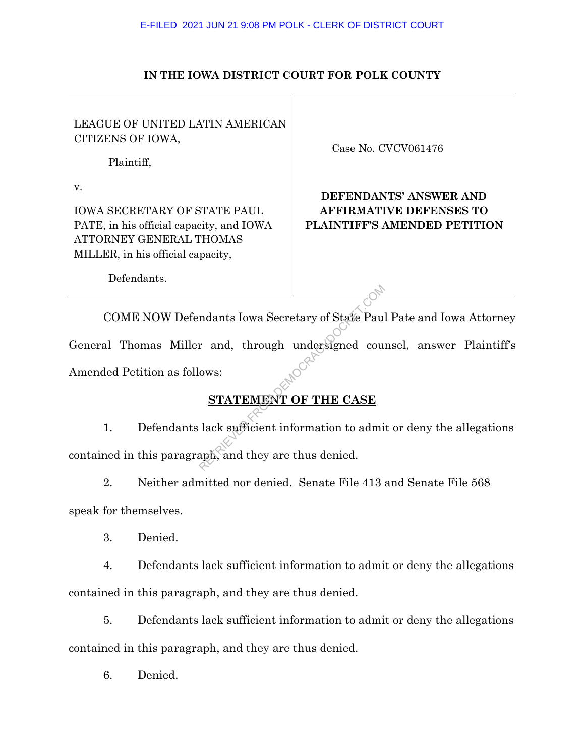E-FILED 2021 JUN 21 9:08 PM POLK - CLERK OF DISTRICT COURT

**IN THE IOWA DISTRICT COURT FOR POLK COUNTY**

| | |
|---|---|
| LEAGUE OF UNITED LATIN AMERICAN CITIZENS OF IOWA,<br><br>Plaintiff,<br><br>v.<br><br>IOWA SECRETARY OF STATE PAUL PATE, in his official capacity, and IOWA ATTORNEY GENERAL THOMAS MILLER, in his official capacity,<br><br>Defendants. | Case No. CVCV061476<br><br>**DEFENDANTS' ANSWER AND AFFIRMATIVE DEFENSES TO PLAINTIFF'S AMENDED PETITION** |

COME NOW Defendants Iowa Secretary of State Paul Pate and Iowa Attorney General Thomas Miller and, through undersigned counsel, answer Plaintiff's Amended Petition as follows:

## STATEMENT OF THE CASE

1. Defendants lack sufficient information to admit or deny the allegations contained in this paragraph, and they are thus denied.

2. Neither admitted nor denied. Senate File 413 and Senate File 568 speak for themselves.

3. Denied.

4. Defendants lack sufficient information to admit or deny the allegations contained in this paragraph, and they are thus denied.

5. Defendants lack sufficient information to admit or deny the allegations contained in this paragraph, and they are thus denied.

6. Denied.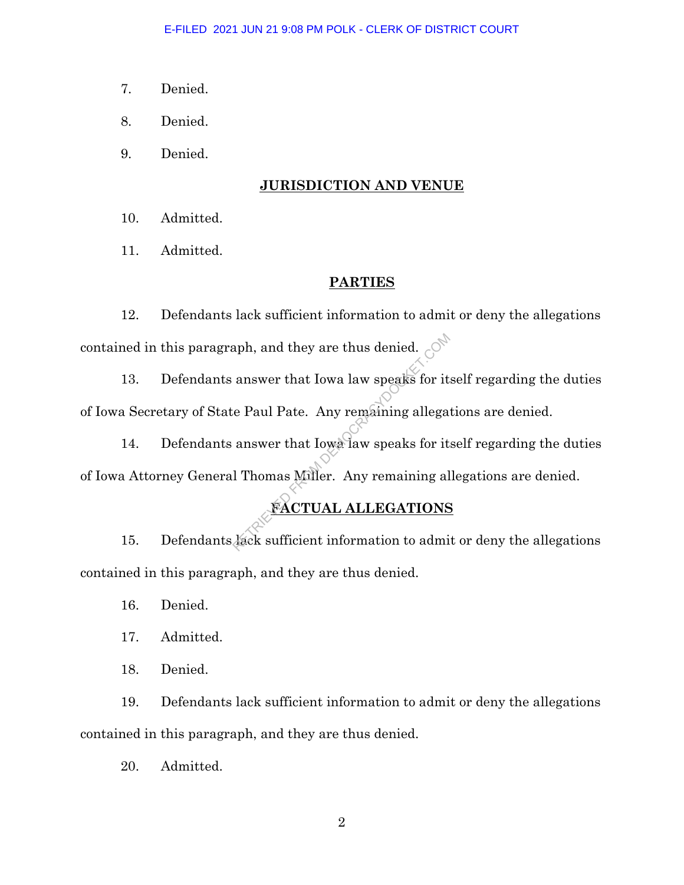7. Denied.

8. Denied.

9. Denied.

## JURISDICTION AND VENUE

10. Admitted.

11. Admitted.

## PARTIES

12. Defendants lack sufficient information to admit or deny the allegations contained in this paragraph, and they are thus denied.

13. Defendants answer that Iowa law speaks for itself regarding the duties of Iowa Secretary of State Paul Pate. Any remaining allegations are denied.

14. Defendants answer that Iowa law speaks for itself regarding the duties of Iowa Attorney General Thomas Miller. Any remaining allegations are denied.

## FACTUAL ALLEGATIONS

15. Defendants lack sufficient information to admit or deny the allegations contained in this paragraph, and they are thus denied.

16. Denied.

17. Admitted.

18. Denied.

19. Defendants lack sufficient information to admit or deny the allegations contained in this paragraph, and they are thus denied.

20. Admitted.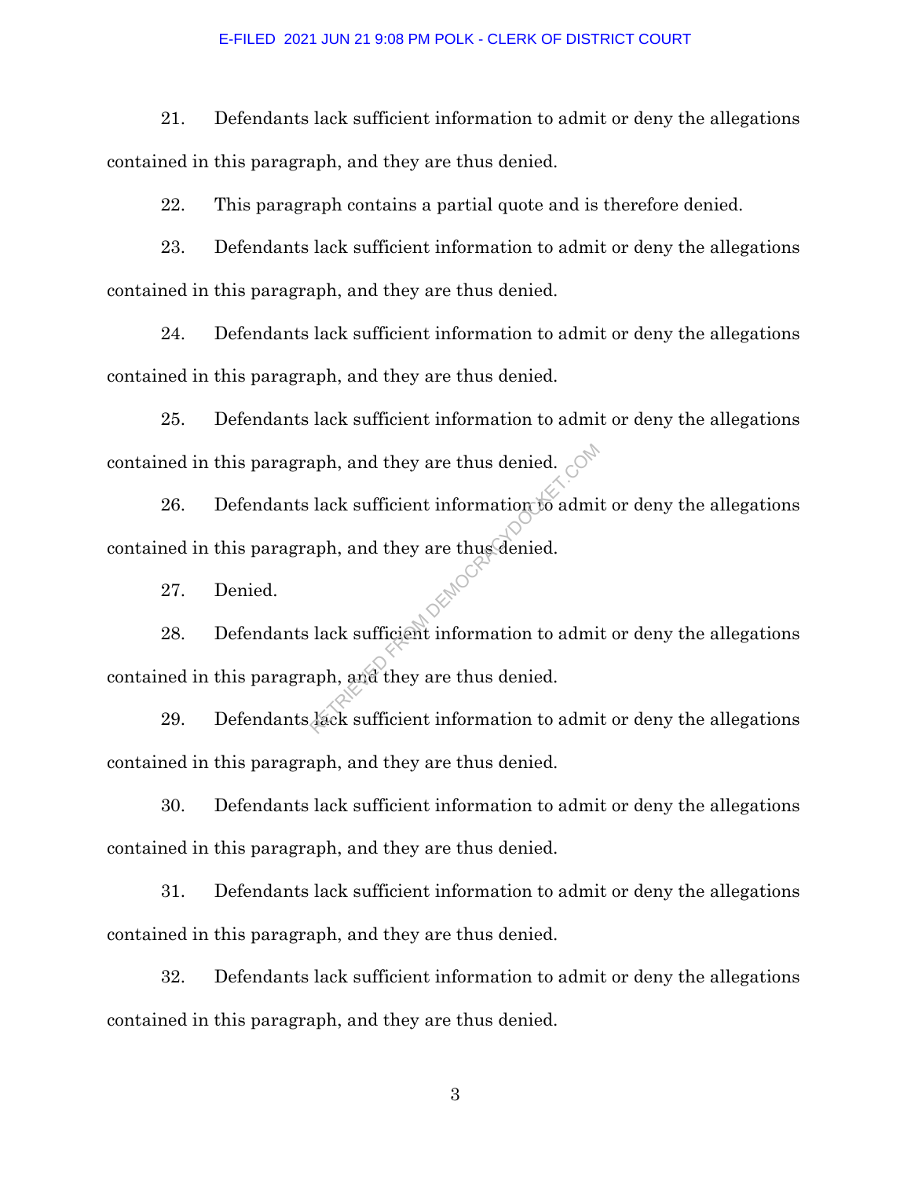21. Defendants lack sufficient information to admit or deny the allegations contained in this paragraph, and they are thus denied.

22. This paragraph contains a partial quote and is therefore denied.

23. Defendants lack sufficient information to admit or deny the allegations contained in this paragraph, and they are thus denied.

24. Defendants lack sufficient information to admit or deny the allegations contained in this paragraph, and they are thus denied.

25. Defendants lack sufficient information to admit or deny the allegations contained in this paragraph, and they are thus denied.

26. Defendants lack sufficient information to admit or deny the allegations contained in this paragraph, and they are thus denied.

27. Denied.

28. Defendants lack sufficient information to admit or deny the allegations contained in this paragraph, and they are thus denied.

29. Defendants lack sufficient information to admit or deny the allegations contained in this paragraph, and they are thus denied.

30. Defendants lack sufficient information to admit or deny the allegations contained in this paragraph, and they are thus denied.

31. Defendants lack sufficient information to admit or deny the allegations contained in this paragraph, and they are thus denied.

32. Defendants lack sufficient information to admit or deny the allegations contained in this paragraph, and they are thus denied.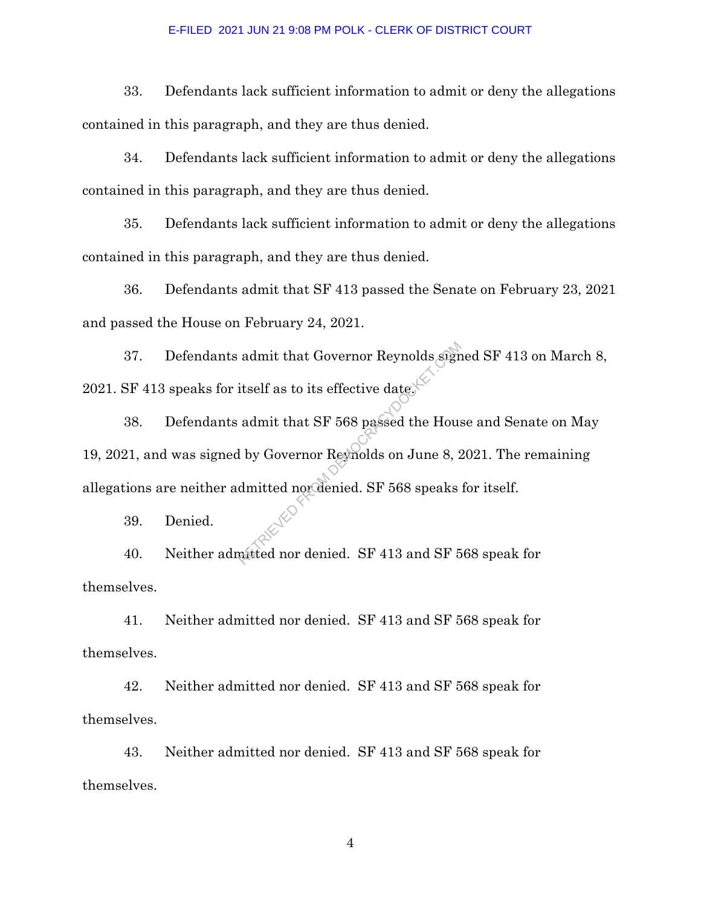33. Defendants lack sufficient information to admit or deny the allegations contained in this paragraph, and they are thus denied.

34. Defendants lack sufficient information to admit or deny the allegations contained in this paragraph, and they are thus denied.

35. Defendants lack sufficient information to admit or deny the allegations contained in this paragraph, and they are thus denied.

36. Defendants admit that SF 413 passed the Senate on February 23, 2021 and passed the House on February 24, 2021.

37. Defendants admit that Governor Reynolds signed SF 413 on March 8, 2021. SF 413 speaks for itself as to its effective date.

38. Defendants admit that SF 568 passed the House and Senate on May 19, 2021, and was signed by Governor Reynolds on June 8, 2021. The remaining allegations are neither admitted nor denied. SF 568 speaks for itself.

39. Denied.

40. Neither admitted nor denied. SF 413 and SF 568 speak for themselves.

41. Neither admitted nor denied. SF 413 and SF 568 speak for themselves.

42. Neither admitted nor denied. SF 413 and SF 568 speak for themselves.

43. Neither admitted nor denied. SF 413 and SF 568 speak for themselves.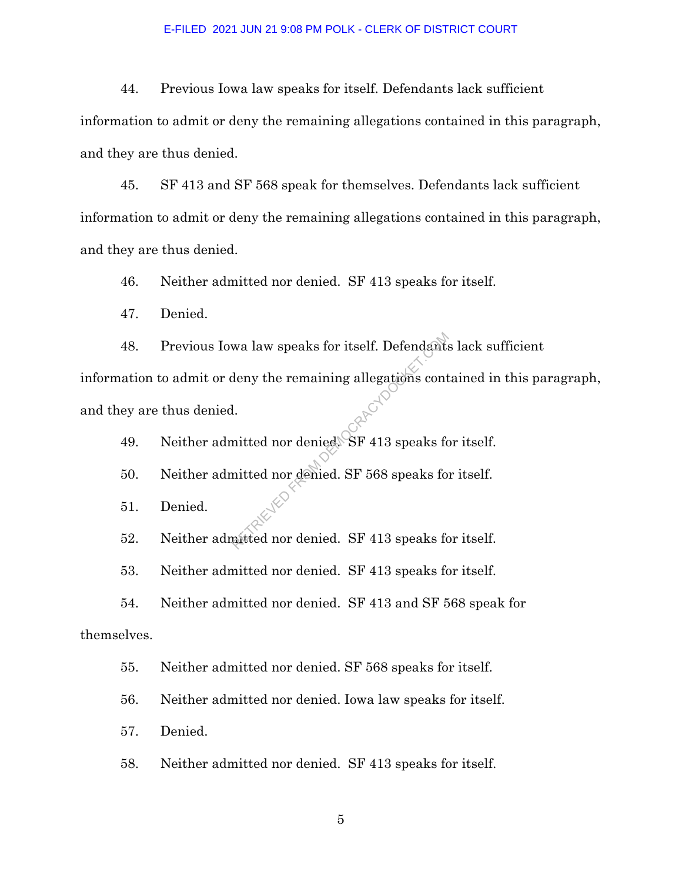44. Previous Iowa law speaks for itself. Defendants lack sufficient information to admit or deny the remaining allegations contained in this paragraph, and they are thus denied.

45. SF 413 and SF 568 speak for themselves. Defendants lack sufficient information to admit or deny the remaining allegations contained in this paragraph, and they are thus denied.

46. Neither admitted nor denied. SF 413 speaks for itself.

47. Denied.

48. Previous Iowa law speaks for itself. Defendants lack sufficient information to admit or deny the remaining allegations contained in this paragraph, and they are thus denied.

49. Neither admitted nor denied. SF 413 speaks for itself.

50. Neither admitted nor denied. SF 568 speaks for itself.

51. Denied.

52. Neither admitted nor denied. SF 413 speaks for itself.

53. Neither admitted nor denied. SF 413 speaks for itself.

54. Neither admitted nor denied. SF 413 and SF 568 speak for themselves.

55. Neither admitted nor denied. SF 568 speaks for itself.

56. Neither admitted nor denied. Iowa law speaks for itself.

57. Denied.

58. Neither admitted nor denied. SF 413 speaks for itself.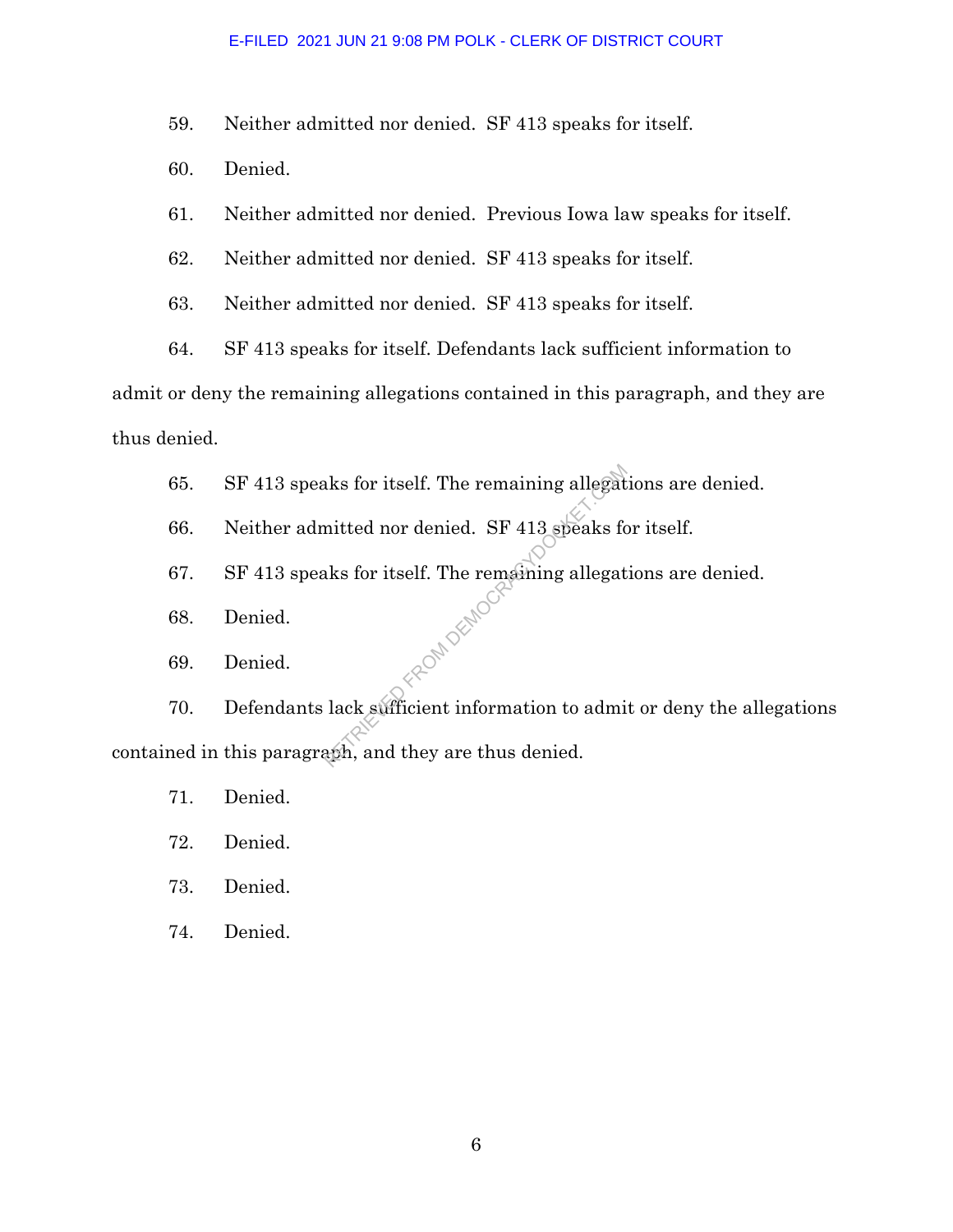59. Neither admitted nor denied. SF 413 speaks for itself.

60. Denied.

61. Neither admitted nor denied. Previous Iowa law speaks for itself.

62. Neither admitted nor denied. SF 413 speaks for itself.

63. Neither admitted nor denied. SF 413 speaks for itself.

64. SF 413 speaks for itself. Defendants lack sufficient information to admit or deny the remaining allegations contained in this paragraph, and they are thus denied.

65. SF 413 speaks for itself. The remaining allegations are denied.

66. Neither admitted nor denied. SF 413 speaks for itself.

67. SF 413 speaks for itself. The remaining allegations are denied.

68. Denied.

69. Denied.

70. Defendants lack sufficient information to admit or deny the allegations contained in this paragraph, and they are thus denied.

71. Denied.

72. Denied.

73. Denied.

74. Denied.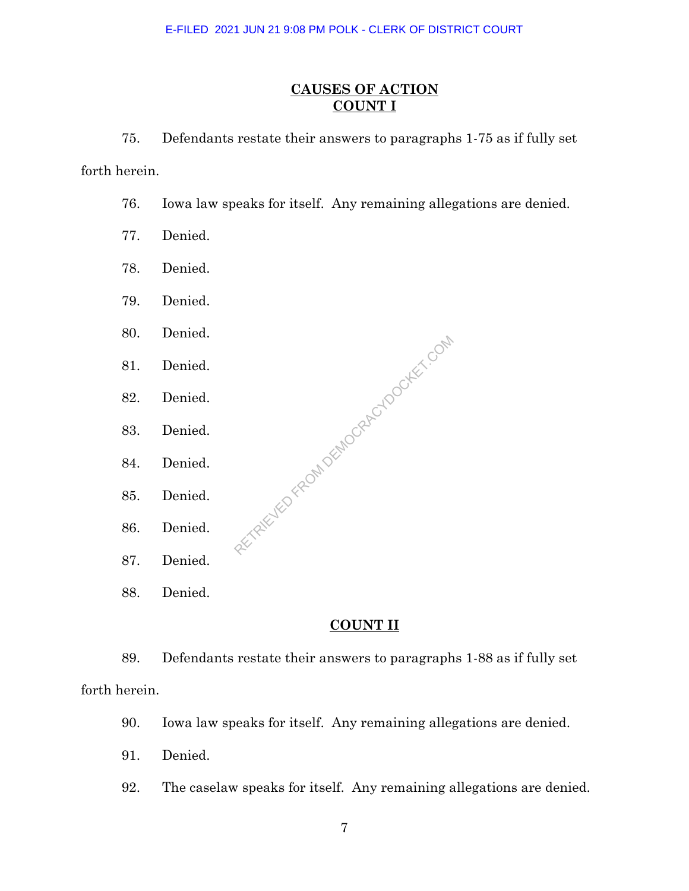## CAUSES OF ACTION
## COUNT I

75. Defendants restate their answers to paragraphs 1-75 as if fully set forth herein.

76. Iowa law speaks for itself. Any remaining allegations are denied.

77. Denied.

78. Denied.

79. Denied.

80. Denied.

81. Denied.

82. Denied.

83. Denied.

84. Denied.

85. Denied.

86. Denied.

87. Denied.

88. Denied.

## COUNT II

89. Defendants restate their answers to paragraphs 1-88 as if fully set forth herein.

90. Iowa law speaks for itself. Any remaining allegations are denied.

91. Denied.

92. The caselaw speaks for itself. Any remaining allegations are denied.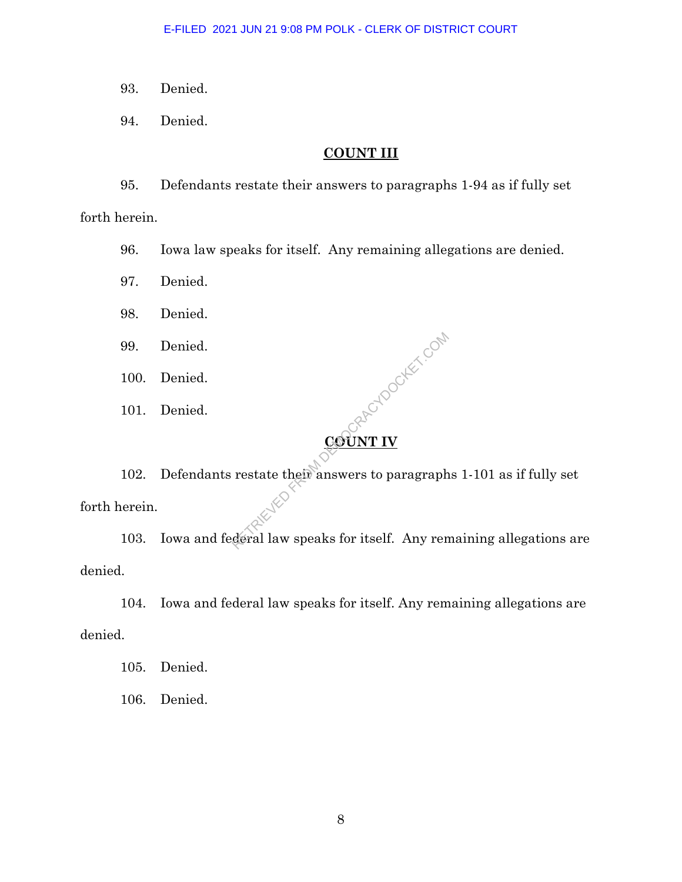93. Denied.

94. Denied.

## COUNT III

95. Defendants restate their answers to paragraphs 1-94 as if fully set forth herein.

96. Iowa law speaks for itself. Any remaining allegations are denied.

97. Denied.

98. Denied.

99. Denied.

100. Denied.

101. Denied.

## COUNT IV

102. Defendants restate their answers to paragraphs 1-101 as if fully set forth herein.

103. Iowa and federal law speaks for itself. Any remaining allegations are denied.

104. Iowa and federal law speaks for itself. Any remaining allegations are denied.

105. Denied.

106. Denied.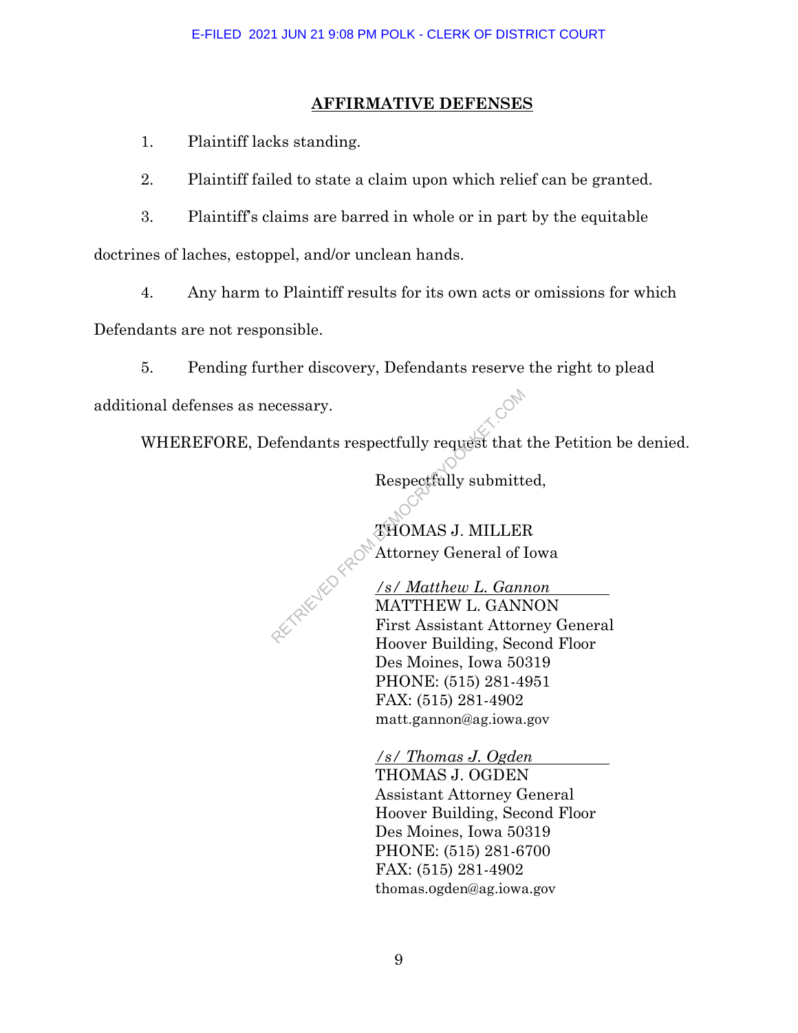## AFFIRMATIVE DEFENSES

1. Plaintiff lacks standing.

2. Plaintiff failed to state a claim upon which relief can be granted.

3. Plaintiff's claims are barred in whole or in part by the equitable doctrines of laches, estoppel, and/or unclean hands.

4. Any harm to Plaintiff results for its own acts or omissions for which Defendants are not responsible.

5. Pending further discovery, Defendants reserve the right to plead additional defenses as necessary.

WHEREFORE, Defendants respectfully request that the Petition be denied.

Respectfully submitted,

THOMAS J. MILLER
Attorney General of Iowa

*/s/ Matthew L. Gannon*
MATTHEW L. GANNON
First Assistant Attorney General
Hoover Building, Second Floor
Des Moines, Iowa 50319
PHONE: (515) 281-4951
FAX: (515) 281-4902
matt.gannon@ag.iowa.gov

*/s/ Thomas J. Ogden*
THOMAS J. OGDEN
Assistant Attorney General
Hoover Building, Second Floor
Des Moines, Iowa 50319
PHONE: (515) 281-6700
FAX: (515) 281-4902
thomas.ogden@ag.iowa.gov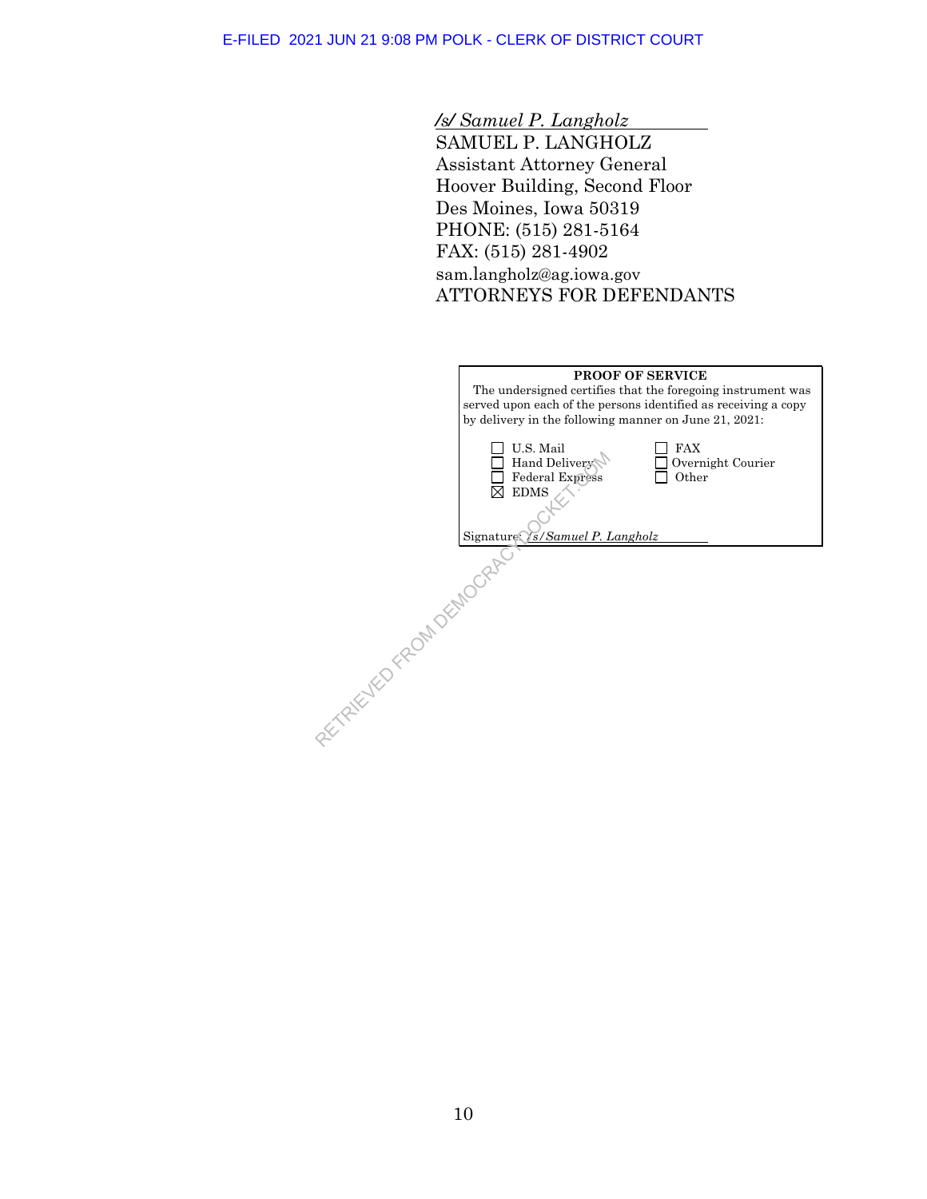*/s/ Samuel P. Langholz*
SAMUEL P. LANGHOLZ
Assistant Attorney General
Hoover Building, Second Floor
Des Moines, Iowa 50319
PHONE: (515) 281-5164
FAX: (515) 281-4902
sam.langholz@ag.iowa.gov
ATTORNEYS FOR DEFENDANTS

**PROOF OF SERVICE**

The undersigned certifies that the foregoing instrument was served upon each of the persons identified as receiving a copy by delivery in the following manner on June 21, 2021:

- ☐ U.S. Mail
- ☐ Hand Delivery
- ☐ Federal Express
- ☒ EDMS
- ☐ FAX
- ☐ Overnight Courier
- ☐ Other

Signature: */s/ Samuel P. Langholz*